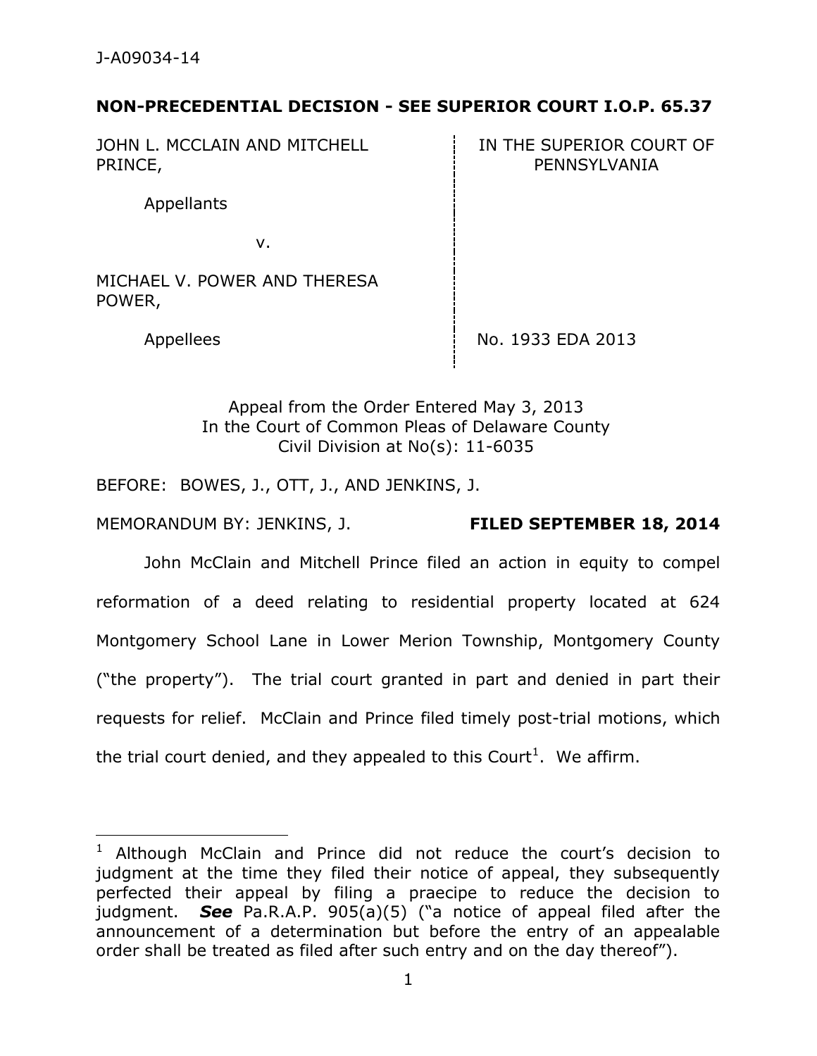J-A09034-14

**NON-PRECEDENTIAL DECISION - SEE SUPERIOR COURT I.O.P. 65.37**

| | |
|---|---|
| JOHN L. MCCLAIN AND MITCHELL PRINCE,<br><br>Appellants<br><br>v.<br><br>MICHAEL V. POWER AND THERESA POWER,<br><br>Appellees | IN THE SUPERIOR COURT OF PENNSYLVANIA<br><br><br><br><br><br><br><br>No. 1933 EDA 2013 |

Appeal from the Order Entered May 3, 2013
In the Court of Common Pleas of Delaware County
Civil Division at No(s): 11-6035

BEFORE: BOWES, J., OTT, J., AND JENKINS, J.

MEMORANDUM BY: JENKINS, J. **FILED SEPTEMBER 18, 2014**

John McClain and Mitchell Prince filed an action in equity to compel reformation of a deed relating to residential property located at 624 Montgomery School Lane in Lower Merion Township, Montgomery County ("the property"). The trial court granted in part and denied in part their requests for relief. McClain and Prince filed timely post-trial motions, which the trial court denied, and they appealed to this Court[1]. We affirm.

---

[1] Although McClain and Prince did not reduce the court's decision to judgment at the time they filed their notice of appeal, they subsequently perfected their appeal by filing a praecipe to reduce the decision to judgment. ***See*** Pa.R.A.P. 905(a)(5) ("a notice of appeal filed after the announcement of a determination but before the entry of an appealable order shall be treated as filed after such entry and on the day thereof").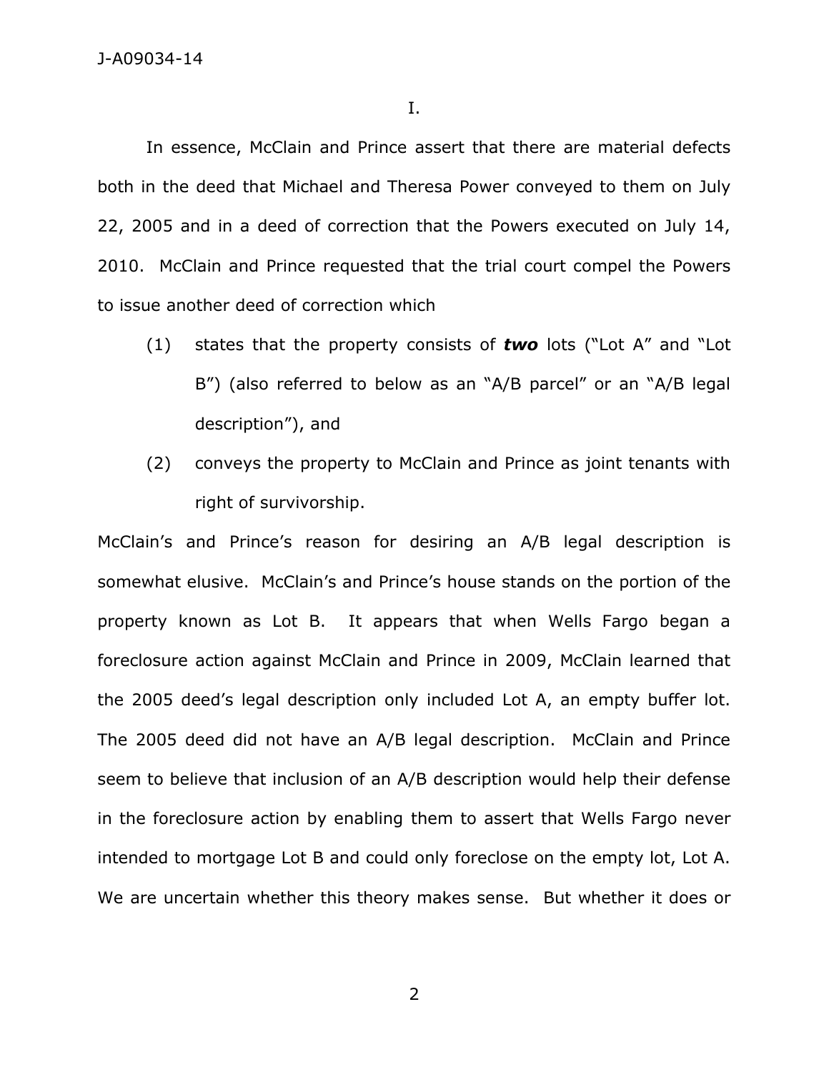I.

In essence, McClain and Prince assert that there are material defects both in the deed that Michael and Theresa Power conveyed to them on July 22, 2005 and in a deed of correction that the Powers executed on July 14, 2010. McClain and Prince requested that the trial court compel the Powers to issue another deed of correction which

(1) states that the property consists of ***two*** lots ("Lot A" and "Lot B") (also referred to below as an "A/B parcel" or an "A/B legal description"), and

(2) conveys the property to McClain and Prince as joint tenants with right of survivorship.

McClain's and Prince's reason for desiring an A/B legal description is somewhat elusive. McClain's and Prince's house stands on the portion of the property known as Lot B. It appears that when Wells Fargo began a foreclosure action against McClain and Prince in 2009, McClain learned that the 2005 deed's legal description only included Lot A, an empty buffer lot. The 2005 deed did not have an A/B legal description. McClain and Prince seem to believe that inclusion of an A/B description would help their defense in the foreclosure action by enabling them to assert that Wells Fargo never intended to mortgage Lot B and could only foreclose on the empty lot, Lot A. We are uncertain whether this theory makes sense. But whether it does or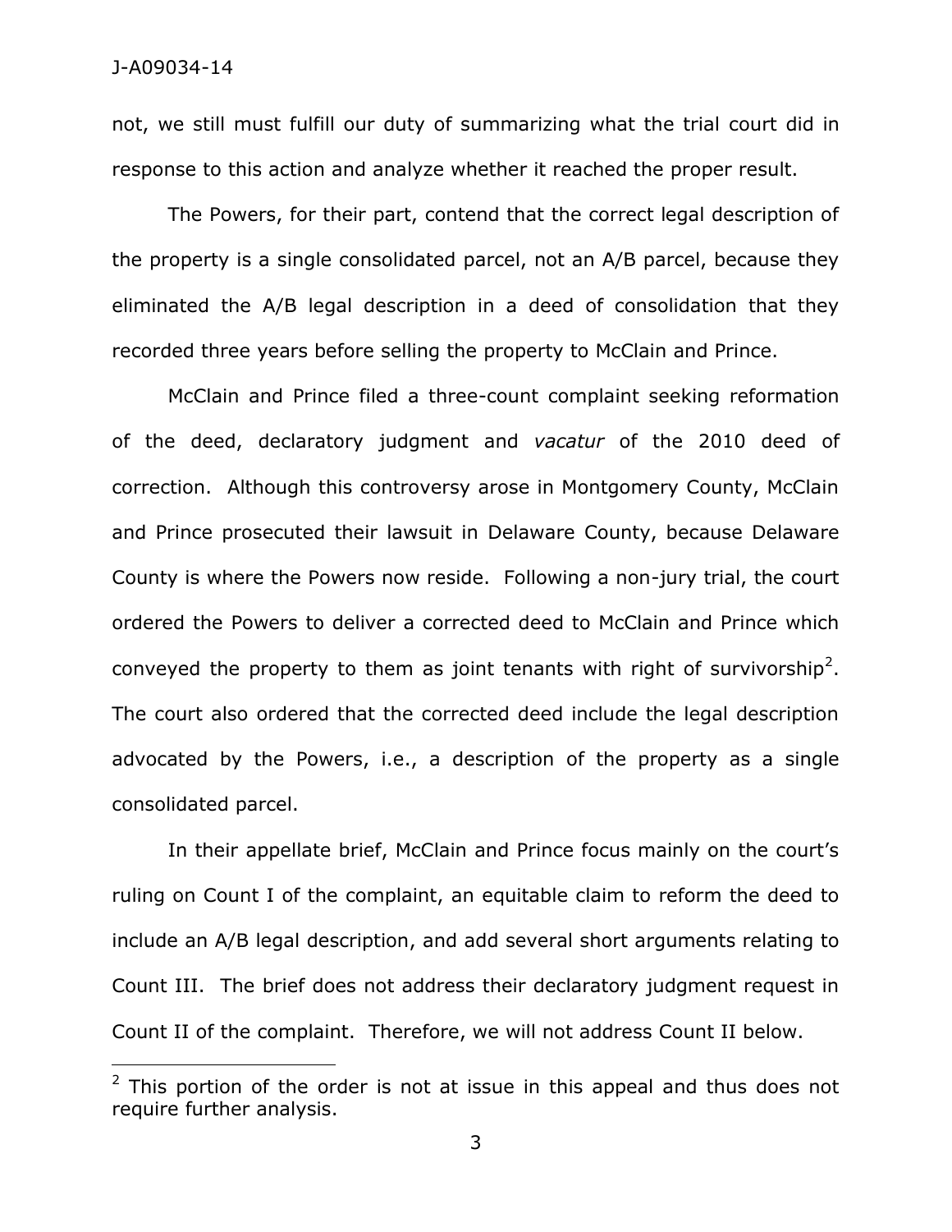not, we still must fulfill our duty of summarizing what the trial court did in response to this action and analyze whether it reached the proper result.

The Powers, for their part, contend that the correct legal description of the property is a single consolidated parcel, not an A/B parcel, because they eliminated the A/B legal description in a deed of consolidation that they recorded three years before selling the property to McClain and Prince.

McClain and Prince filed a three-count complaint seeking reformation of the deed, declaratory judgment and *vacatur* of the 2010 deed of correction. Although this controversy arose in Montgomery County, McClain and Prince prosecuted their lawsuit in Delaware County, because Delaware County is where the Powers now reside. Following a non-jury trial, the court ordered the Powers to deliver a corrected deed to McClain and Prince which conveyed the property to them as joint tenants with right of survivorship[2]. The court also ordered that the corrected deed include the legal description advocated by the Powers, i.e., a description of the property as a single consolidated parcel.

In their appellate brief, McClain and Prince focus mainly on the court's ruling on Count I of the complaint, an equitable claim to reform the deed to include an A/B legal description, and add several short arguments relating to Count III. The brief does not address their declaratory judgment request in Count II of the complaint. Therefore, we will not address Count II below.

---

[2] This portion of the order is not at issue in this appeal and thus does not require further analysis.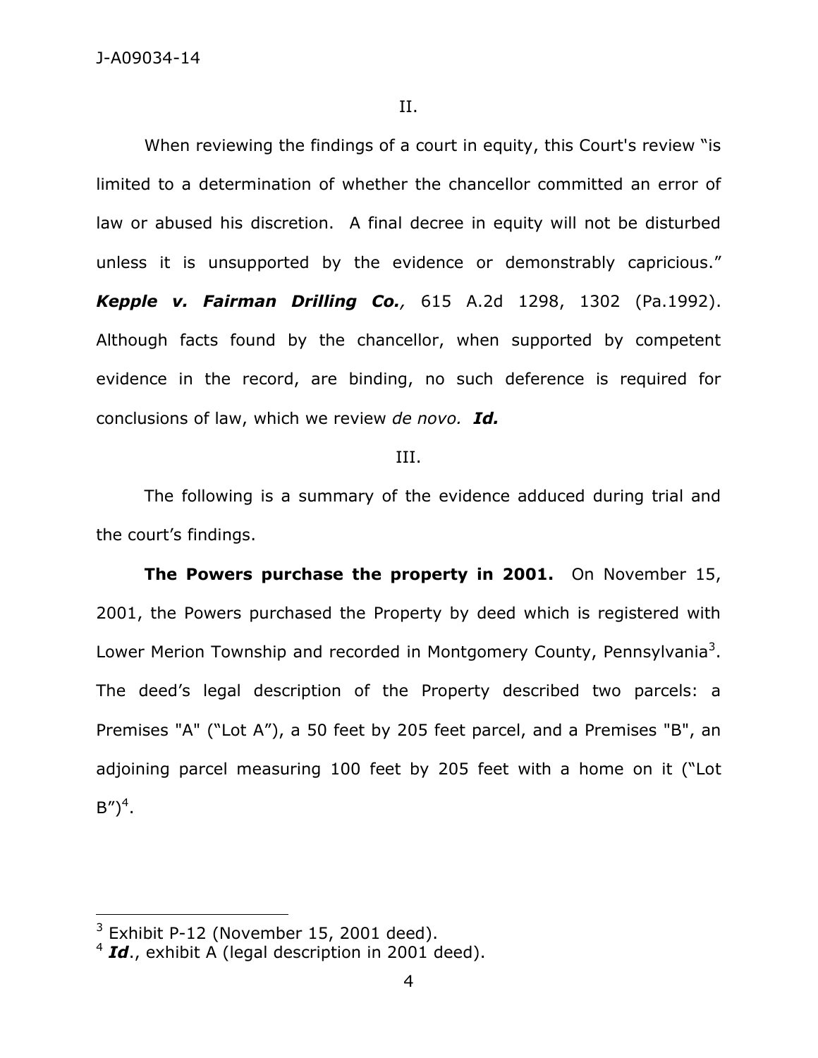II.

When reviewing the findings of a court in equity, this Court's review "is limited to a determination of whether the chancellor committed an error of law or abused his discretion. A final decree in equity will not be disturbed unless it is unsupported by the evidence or demonstrably capricious." ***Kepple v. Fairman Drilling Co.,*** 615 A.2d 1298, 1302 (Pa.1992). Although facts found by the chancellor, when supported by competent evidence in the record, are binding, no such deference is required for conclusions of law, which we review *de novo.* ***Id.***

III.

The following is a summary of the evidence adduced during trial and the court's findings.

**The Powers purchase the property in 2001.** On November 15, 2001, the Powers purchased the Property by deed which is registered with Lower Merion Township and recorded in Montgomery County, Pennsylvania[3]. The deed's legal description of the Property described two parcels: a Premises "A" ("Lot A"), a 50 feet by 205 feet parcel, and a Premises "B", an adjoining parcel measuring 100 feet by 205 feet with a home on it ("Lot B")[4].

---

[3] Exhibit P-12 (November 15, 2001 deed).

[4] ***Id.***, exhibit A (legal description in 2001 deed).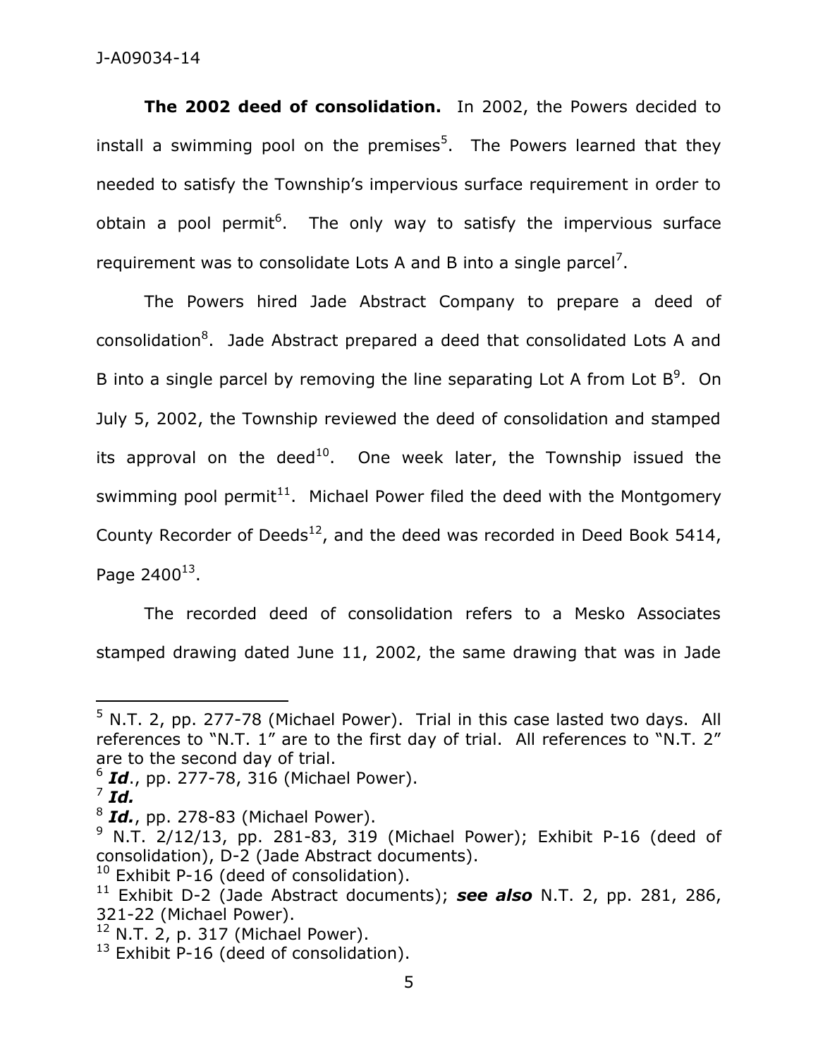**The 2002 deed of consolidation.** In 2002, the Powers decided to install a swimming pool on the premises[5]. The Powers learned that they needed to satisfy the Township's impervious surface requirement in order to obtain a pool permit[6]. The only way to satisfy the impervious surface requirement was to consolidate Lots A and B into a single parcel[7].

The Powers hired Jade Abstract Company to prepare a deed of consolidation[8]. Jade Abstract prepared a deed that consolidated Lots A and B into a single parcel by removing the line separating Lot A from Lot B[9]. On July 5, 2002, the Township reviewed the deed of consolidation and stamped its approval on the deed[10]. One week later, the Township issued the swimming pool permit[11]. Michael Power filed the deed with the Montgomery County Recorder of Deeds[12], and the deed was recorded in Deed Book 5414, Page 2400[13].

The recorded deed of consolidation refers to a Mesko Associates stamped drawing dated June 11, 2002, the same drawing that was in Jade

---

[5] N.T. 2, pp. 277-78 (Michael Power). Trial in this case lasted two days. All references to "N.T. 1" are to the first day of trial. All references to "N.T. 2" are to the second day of trial.

[6] ***Id***., pp. 277-78, 316 (Michael Power).

[7] ***Id.***

[8] ***Id.***, pp. 278-83 (Michael Power).

[9] N.T. 2/12/13, pp. 281-83, 319 (Michael Power); Exhibit P-16 (deed of consolidation), D-2 (Jade Abstract documents).

[10] Exhibit P-16 (deed of consolidation).

[11] Exhibit D-2 (Jade Abstract documents); ***see also*** N.T. 2, pp. 281, 286, 321-22 (Michael Power).

[12] N.T. 2, p. 317 (Michael Power).

[13] Exhibit P-16 (deed of consolidation).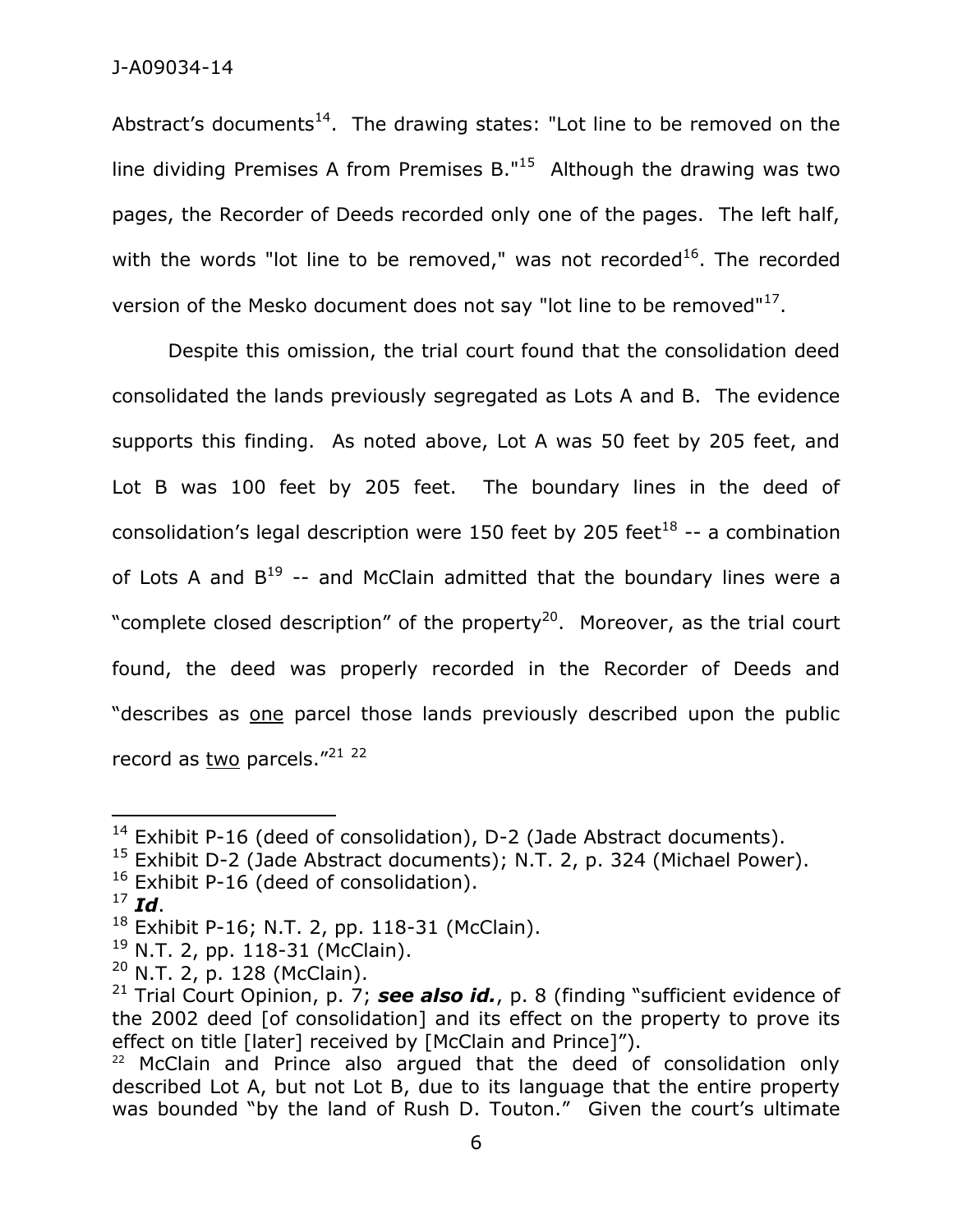Abstract's documents[14]. The drawing states: "Lot line to be removed on the line dividing Premises A from Premises B."[15] Although the drawing was two pages, the Recorder of Deeds recorded only one of the pages. The left half, with the words "lot line to be removed," was not recorded[16]. The recorded version of the Mesko document does not say "lot line to be removed"[17].

Despite this omission, the trial court found that the consolidation deed consolidated the lands previously segregated as Lots A and B. The evidence supports this finding. As noted above, Lot A was 50 feet by 205 feet, and Lot B was 100 feet by 205 feet. The boundary lines in the deed of consolidation's legal description were 150 feet by 205 feet[18] -- a combination of Lots A and B[19] -- and McClain admitted that the boundary lines were a "complete closed description" of the property[20]. Moreover, as the trial court found, the deed was properly recorded in the Recorder of Deeds and "describes as one parcel those lands previously described upon the public record as two parcels."[21] [22]

---

[14] Exhibit P-16 (deed of consolidation), D-2 (Jade Abstract documents).

[15] Exhibit D-2 (Jade Abstract documents); N.T. 2, p. 324 (Michael Power).

[16] Exhibit P-16 (deed of consolidation).

[17] ***Id***.

[18] Exhibit P-16; N.T. 2, pp. 118-31 (McClain).

[19] N.T. 2, pp. 118-31 (McClain).

[20] N.T. 2, p. 128 (McClain).

[21] Trial Court Opinion, p. 7; ***see also id.***, p. 8 (finding "sufficient evidence of the 2002 deed [of consolidation] and its effect on the property to prove its effect on title [later] received by [McClain and Prince]").

[22] McClain and Prince also argued that the deed of consolidation only described Lot A, but not Lot B, due to its language that the entire property was bounded "by the land of Rush D. Touton." Given the court's ultimate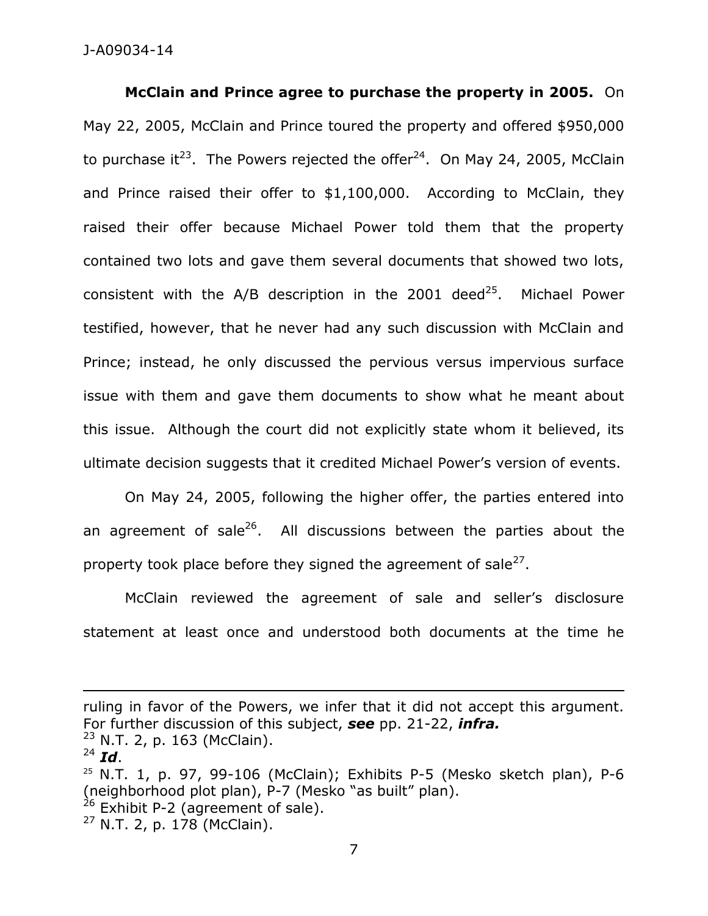**McClain and Prince agree to purchase the property in 2005.** On May 22, 2005, McClain and Prince toured the property and offered $950,000 to purchase it[23]. The Powers rejected the offer[24]. On May 24, 2005, McClain and Prince raised their offer to $1,100,000. According to McClain, they raised their offer because Michael Power told them that the property contained two lots and gave them several documents that showed two lots, consistent with the A/B description in the 2001 deed[25]. Michael Power testified, however, that he never had any such discussion with McClain and Prince; instead, he only discussed the pervious versus impervious surface issue with them and gave them documents to show what he meant about this issue. Although the court did not explicitly state whom it believed, its ultimate decision suggests that it credited Michael Power's version of events.

On May 24, 2005, following the higher offer, the parties entered into an agreement of sale[26]. All discussions between the parties about the property took place before they signed the agreement of sale[27].

McClain reviewed the agreement of sale and seller's disclosure statement at least once and understood both documents at the time he

---

ruling in favor of the Powers, we infer that it did not accept this argument. For further discussion of this subject, ***see*** pp. 21-22, ***infra.***

[23] N.T. 2, p. 163 (McClain).

[24] ***Id***.

[25] N.T. 1, p. 97, 99-106 (McClain); Exhibits P-5 (Mesko sketch plan), P-6 (neighborhood plot plan), P-7 (Mesko "as built" plan).

[26] Exhibit P-2 (agreement of sale).

[27] N.T. 2, p. 178 (McClain).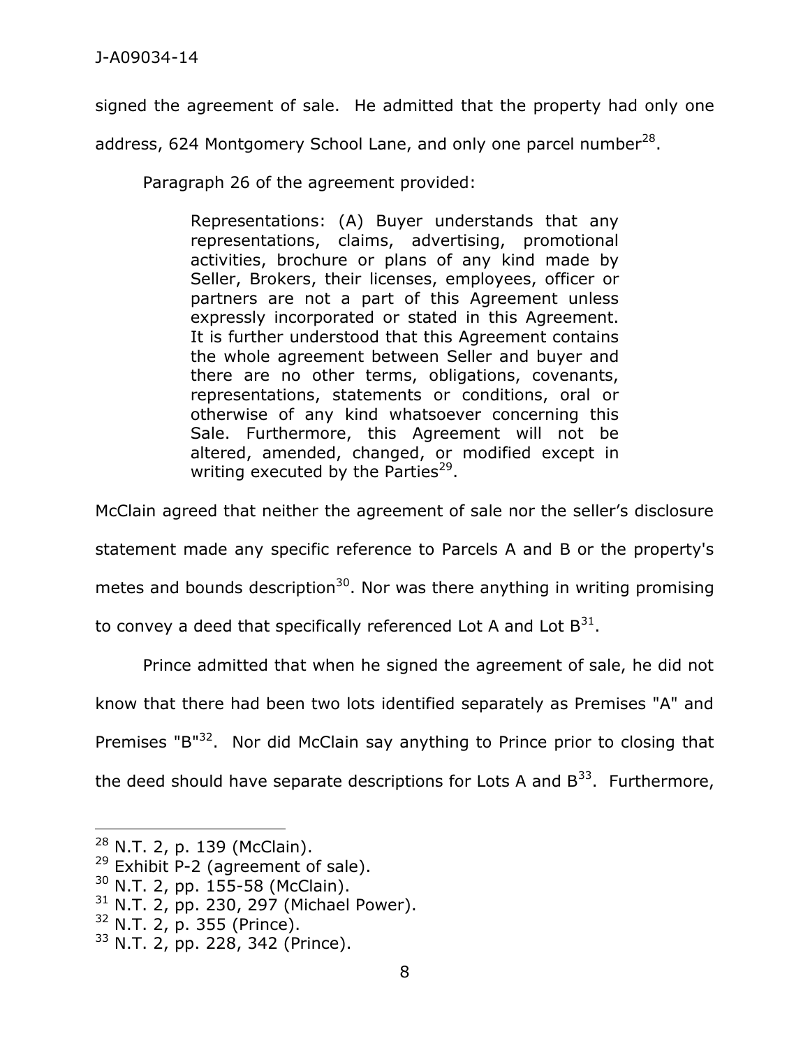signed the agreement of sale. He admitted that the property had only one address, 624 Montgomery School Lane, and only one parcel number[28].

Paragraph 26 of the agreement provided:

> Representations: (A) Buyer understands that any representations, claims, advertising, promotional activities, brochure or plans of any kind made by Seller, Brokers, their licenses, employees, officer or partners are not a part of this Agreement unless expressly incorporated or stated in this Agreement. It is further understood that this Agreement contains the whole agreement between Seller and buyer and there are no other terms, obligations, covenants, representations, statements or conditions, oral or otherwise of any kind whatsoever concerning this Sale. Furthermore, this Agreement will not be altered, amended, changed, or modified except in writing executed by the Parties[29].

McClain agreed that neither the agreement of sale nor the seller's disclosure statement made any specific reference to Parcels A and B or the property's metes and bounds description[30]. Nor was there anything in writing promising to convey a deed that specifically referenced Lot A and Lot B[31].

Prince admitted that when he signed the agreement of sale, he did not know that there had been two lots identified separately as Premises "A" and Premises "B"[32]. Nor did McClain say anything to Prince prior to closing that the deed should have separate descriptions for Lots A and B[33]. Furthermore,

---

[28] N.T. 2, p. 139 (McClain).

[29] Exhibit P-2 (agreement of sale).

[30] N.T. 2, pp. 155-58 (McClain).

[31] N.T. 2, pp. 230, 297 (Michael Power).

[32] N.T. 2, p. 355 (Prince).

[33] N.T. 2, pp. 228, 342 (Prince).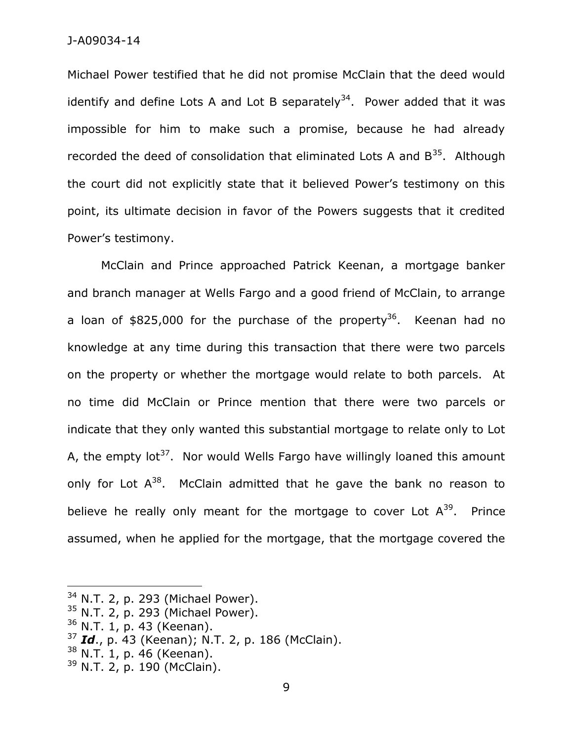Michael Power testified that he did not promise McClain that the deed would identify and define Lots A and Lot B separately[34]. Power added that it was impossible for him to make such a promise, because he had already recorded the deed of consolidation that eliminated Lots A and B[35]. Although the court did not explicitly state that it believed Power's testimony on this point, its ultimate decision in favor of the Powers suggests that it credited Power's testimony.

McClain and Prince approached Patrick Keenan, a mortgage banker and branch manager at Wells Fargo and a good friend of McClain, to arrange a loan of $825,000 for the purchase of the property[36]. Keenan had no knowledge at any time during this transaction that there were two parcels on the property or whether the mortgage would relate to both parcels. At no time did McClain or Prince mention that there were two parcels or indicate that they only wanted this substantial mortgage to relate only to Lot A, the empty lot[37]. Nor would Wells Fargo have willingly loaned this amount only for Lot A[38]. McClain admitted that he gave the bank no reason to believe he really only meant for the mortgage to cover Lot A[39]. Prince assumed, when he applied for the mortgage, that the mortgage covered the

---

[34] N.T. 2, p. 293 (Michael Power).

[35] N.T. 2, p. 293 (Michael Power).

[36] N.T. 1, p. 43 (Keenan).

[37] ***Id***., p. 43 (Keenan); N.T. 2, p. 186 (McClain).

[38] N.T. 1, p. 46 (Keenan).

[39] N.T. 2, p. 190 (McClain).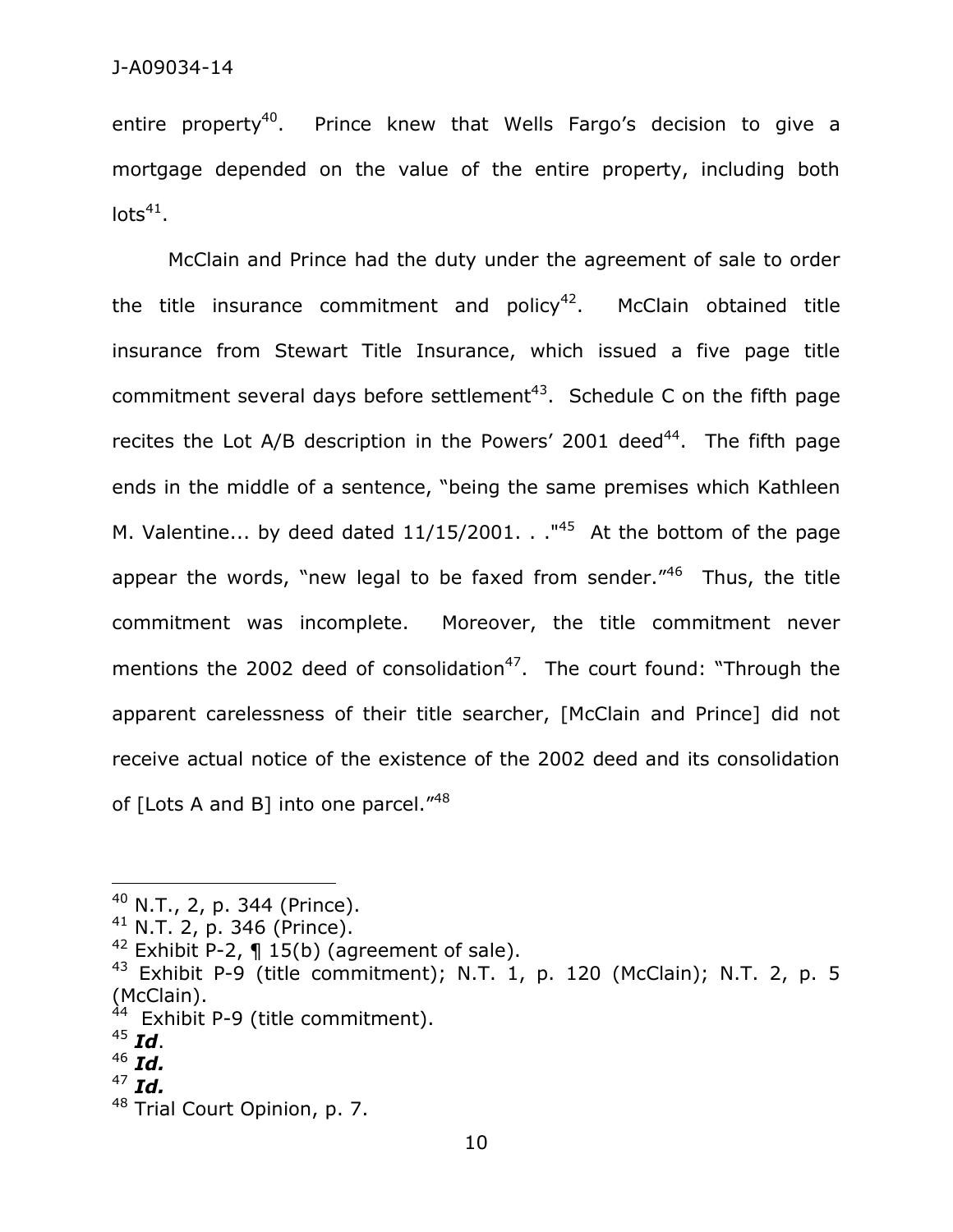entire property[40]. Prince knew that Wells Fargo's decision to give a mortgage depended on the value of the entire property, including both lots[41].

McClain and Prince had the duty under the agreement of sale to order the title insurance commitment and policy[42]. McClain obtained title insurance from Stewart Title Insurance, which issued a five page title commitment several days before settlement[43]. Schedule C on the fifth page recites the Lot A/B description in the Powers' 2001 deed[44]. The fifth page ends in the middle of a sentence, "being the same premises which Kathleen M. Valentine... by deed dated 11/15/2001. . ."[45] At the bottom of the page appear the words, "new legal to be faxed from sender."[46] Thus, the title commitment was incomplete. Moreover, the title commitment never mentions the 2002 deed of consolidation[47]. The court found: "Through the apparent carelessness of their title searcher, [McClain and Prince] did not receive actual notice of the existence of the 2002 deed and its consolidation of [Lots A and B] into one parcel."[48]

---

[40] N.T., 2, p. 344 (Prince).

[41] N.T. 2, p. 346 (Prince).

[42] Exhibit P-2, ¶ 15(b) (agreement of sale).

[43] Exhibit P-9 (title commitment); N.T. 1, p. 120 (McClain); N.T. 2, p. 5 (McClain).

[44] Exhibit P-9 (title commitment).

[45] ***Id***.

[46] ***Id.***

[47] ***Id.***

[48] Trial Court Opinion, p. 7.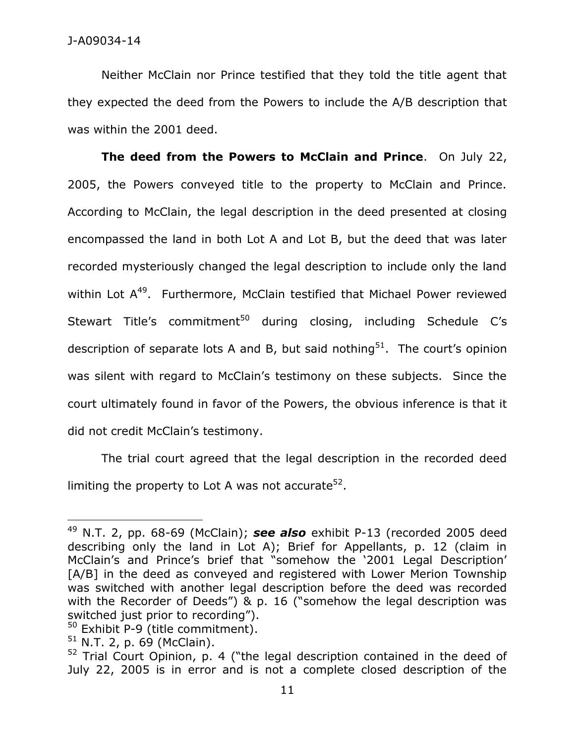Neither McClain nor Prince testified that they told the title agent that they expected the deed from the Powers to include the A/B description that was within the 2001 deed.

**The deed from the Powers to McClain and Prince**. On July 22, 2005, the Powers conveyed title to the property to McClain and Prince. According to McClain, the legal description in the deed presented at closing encompassed the land in both Lot A and Lot B, but the deed that was later recorded mysteriously changed the legal description to include only the land within Lot A[49]. Furthermore, McClain testified that Michael Power reviewed Stewart Title's commitment[50] during closing, including Schedule C's description of separate lots A and B, but said nothing[51]. The court's opinion was silent with regard to McClain's testimony on these subjects. Since the court ultimately found in favor of the Powers, the obvious inference is that it did not credit McClain's testimony.

The trial court agreed that the legal description in the recorded deed limiting the property to Lot A was not accurate[52].

---

[49] N.T. 2, pp. 68-69 (McClain); ***see also*** exhibit P-13 (recorded 2005 deed describing only the land in Lot A); Brief for Appellants, p. 12 (claim in McClain's and Prince's brief that "somehow the '2001 Legal Description' [A/B] in the deed as conveyed and registered with Lower Merion Township was switched with another legal description before the deed was recorded with the Recorder of Deeds") & p. 16 ("somehow the legal description was switched just prior to recording").

[50] Exhibit P-9 (title commitment).

[51] N.T. 2, p. 69 (McClain).

[52] Trial Court Opinion, p. 4 ("the legal description contained in the deed of July 22, 2005 is in error and is not a complete closed description of the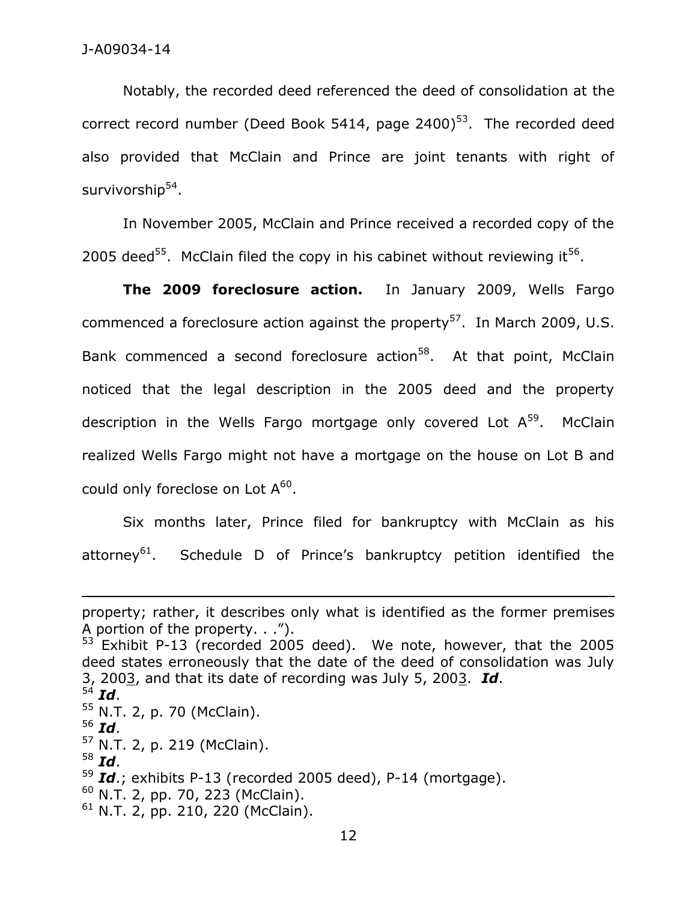Notably, the recorded deed referenced the deed of consolidation at the correct record number (Deed Book 5414, page 2400)[53]. The recorded deed also provided that McClain and Prince are joint tenants with right of survivorship[54].

In November 2005, McClain and Prince received a recorded copy of the 2005 deed[55]. McClain filed the copy in his cabinet without reviewing it[56].

**The 2009 foreclosure action.** In January 2009, Wells Fargo commenced a foreclosure action against the property[57]. In March 2009, U.S. Bank commenced a second foreclosure action[58]. At that point, McClain noticed that the legal description in the 2005 deed and the property description in the Wells Fargo mortgage only covered Lot A[59]. McClain realized Wells Fargo might not have a mortgage on the house on Lot B and could only foreclose on Lot A[60].

Six months later, Prince filed for bankruptcy with McClain as his attorney[61]. Schedule D of Prince's bankruptcy petition identified the

---

property; rather, it describes only what is identified as the former premises A portion of the property. . .").

[53] Exhibit P-13 (recorded 2005 deed). We note, however, that the 2005 deed states erroneously that the date of the deed of consolidation was July 3, 200<u>3</u>, and that its date of recording was July 5, 200<u>3</u>. ***Id***.

[54] ***Id***.

[55] N.T. 2, p. 70 (McClain).

[56] ***Id***.

[57] N.T. 2, p. 219 (McClain).

[58] ***Id***.

[59] ***Id***.; exhibits P-13 (recorded 2005 deed), P-14 (mortgage).

[60] N.T. 2, pp. 70, 223 (McClain).

[61] N.T. 2, pp. 210, 220 (McClain).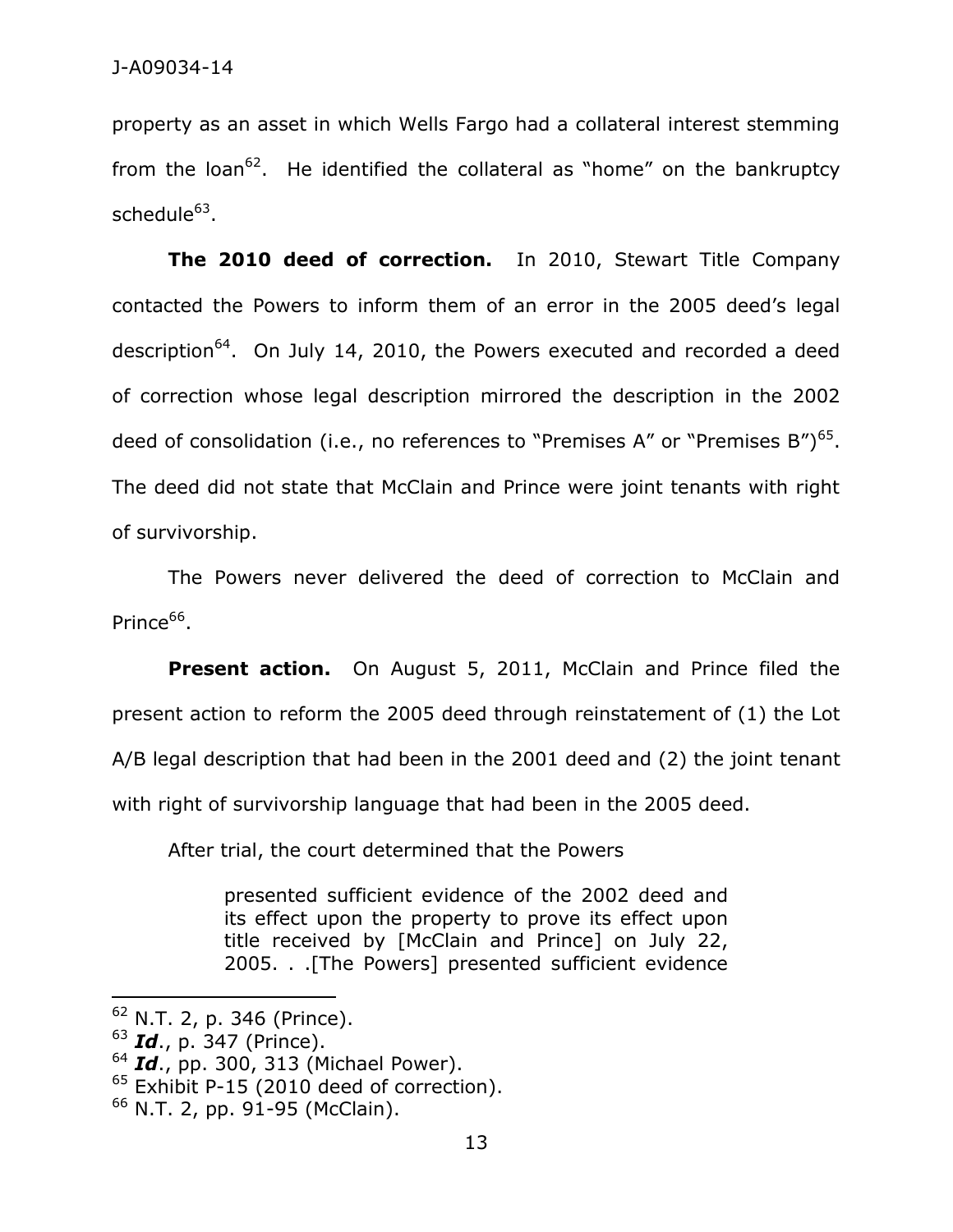property as an asset in which Wells Fargo had a collateral interest stemming from the loan[62]. He identified the collateral as "home" on the bankruptcy schedule[63].

**The 2010 deed of correction.** In 2010, Stewart Title Company contacted the Powers to inform them of an error in the 2005 deed's legal description[64]. On July 14, 2010, the Powers executed and recorded a deed of correction whose legal description mirrored the description in the 2002 deed of consolidation (i.e., no references to "Premises A" or "Premises B")[65]. The deed did not state that McClain and Prince were joint tenants with right of survivorship.

The Powers never delivered the deed of correction to McClain and Prince[66].

**Present action.** On August 5, 2011, McClain and Prince filed the present action to reform the 2005 deed through reinstatement of (1) the Lot A/B legal description that had been in the 2001 deed and (2) the joint tenant with right of survivorship language that had been in the 2005 deed.

After trial, the court determined that the Powers

> presented sufficient evidence of the 2002 deed and its effect upon the property to prove its effect upon title received by [McClain and Prince] on July 22, 2005. . .[The Powers] presented sufficient evidence

---

[62] N.T. 2, p. 346 (Prince).
[63] ***Id***., p. 347 (Prince).
[64] ***Id***., pp. 300, 313 (Michael Power).
[65] Exhibit P-15 (2010 deed of correction).
[66] N.T. 2, pp. 91-95 (McClain).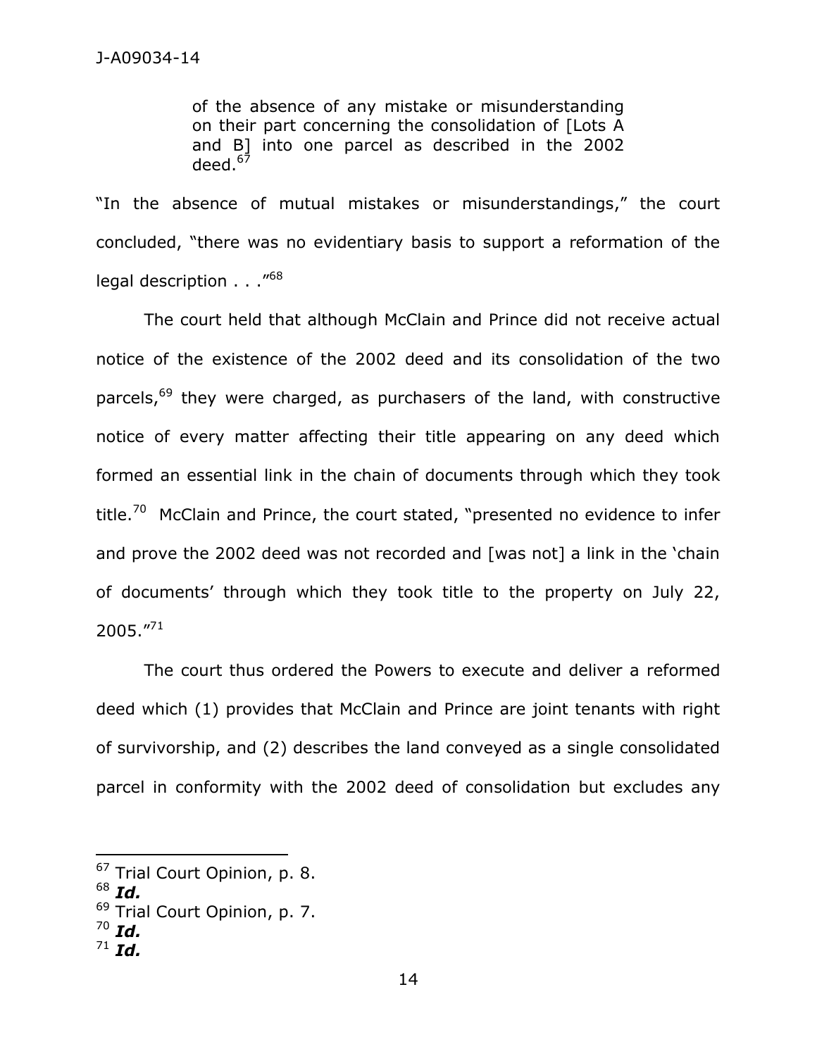> of the absence of any mistake or misunderstanding on their part concerning the consolidation of [Lots A and B] into one parcel as described in the 2002 deed.[67]

"In the absence of mutual mistakes or misunderstandings," the court concluded, "there was no evidentiary basis to support a reformation of the legal description . . ."[68]

The court held that although McClain and Prince did not receive actual notice of the existence of the 2002 deed and its consolidation of the two parcels,[69] they were charged, as purchasers of the land, with constructive notice of every matter affecting their title appearing on any deed which formed an essential link in the chain of documents through which they took title.[70] McClain and Prince, the court stated, "presented no evidence to infer and prove the 2002 deed was not recorded and [was not] a link in the 'chain of documents' through which they took title to the property on July 22, 2005."[71]

The court thus ordered the Powers to execute and deliver a reformed deed which (1) provides that McClain and Prince are joint tenants with right of survivorship, and (2) describes the land conveyed as a single consolidated parcel in conformity with the 2002 deed of consolidation but excludes any

---

[67] Trial Court Opinion, p. 8.

[68] ***Id.***

[69] Trial Court Opinion, p. 7.

[70] ***Id.***

[71] ***Id.***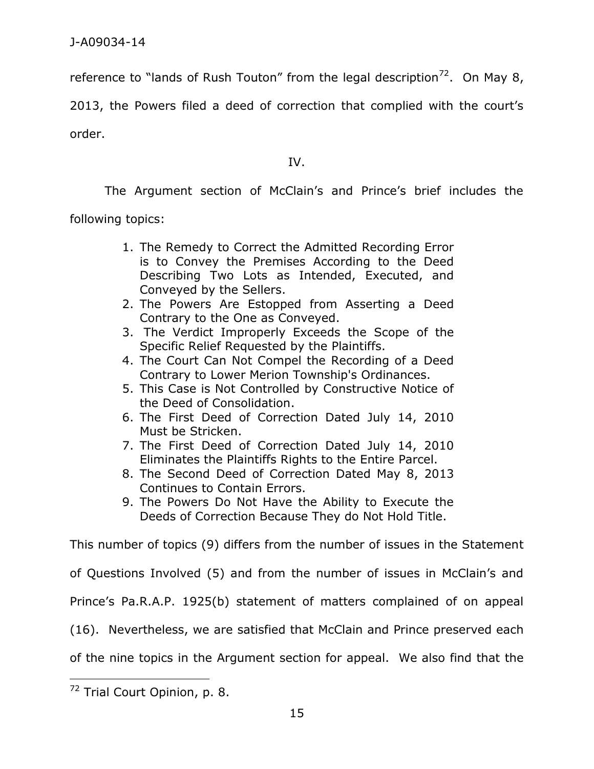reference to "lands of Rush Touton" from the legal description[72]. On May 8, 2013, the Powers filed a deed of correction that complied with the court's order.

IV.

The Argument section of McClain's and Prince's brief includes the following topics:

1. The Remedy to Correct the Admitted Recording Error is to Convey the Premises According to the Deed Describing Two Lots as Intended, Executed, and Conveyed by the Sellers.
2. The Powers Are Estopped from Asserting a Deed Contrary to the One as Conveyed.
3. The Verdict Improperly Exceeds the Scope of the Specific Relief Requested by the Plaintiffs.
4. The Court Can Not Compel the Recording of a Deed Contrary to Lower Merion Township's Ordinances.
5. This Case is Not Controlled by Constructive Notice of the Deed of Consolidation.
6. The First Deed of Correction Dated July 14, 2010 Must be Stricken.
7. The First Deed of Correction Dated July 14, 2010 Eliminates the Plaintiffs Rights to the Entire Parcel.
8. The Second Deed of Correction Dated May 8, 2013 Continues to Contain Errors.
9. The Powers Do Not Have the Ability to Execute the Deeds of Correction Because They do Not Hold Title.

This number of topics (9) differs from the number of issues in the Statement of Questions Involved (5) and from the number of issues in McClain's and Prince's Pa.R.A.P. 1925(b) statement of matters complained of on appeal (16). Nevertheless, we are satisfied that McClain and Prince preserved each of the nine topics in the Argument section for appeal. We also find that the

---

[72] Trial Court Opinion, p. 8.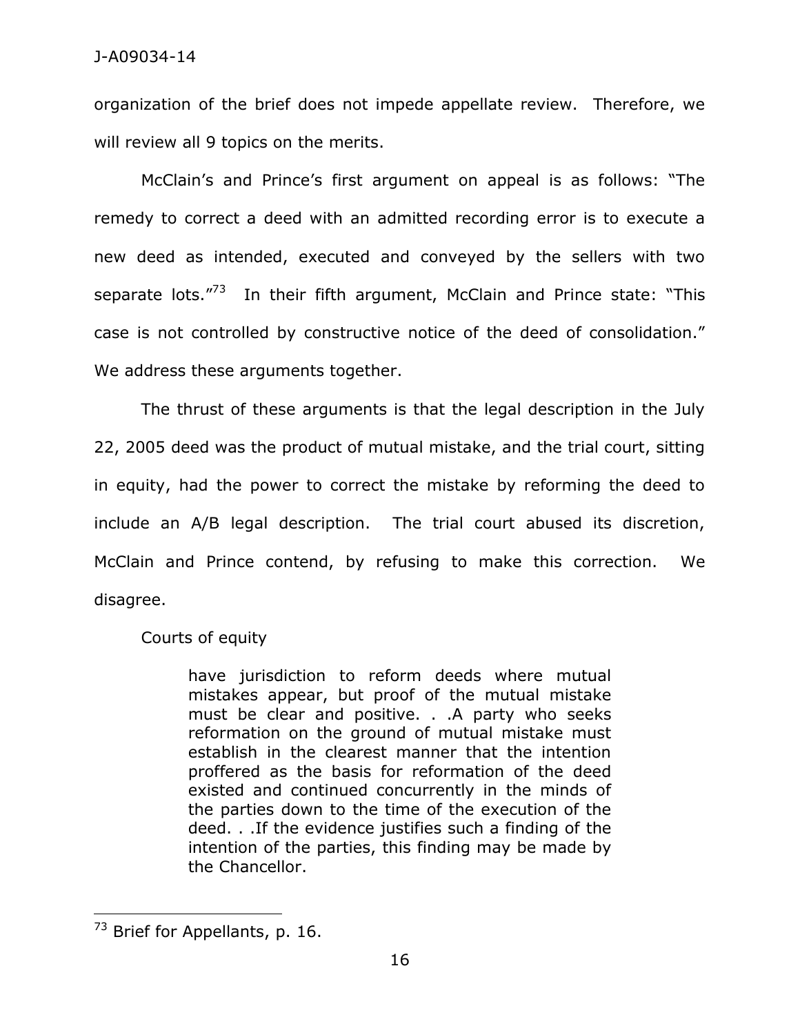organization of the brief does not impede appellate review. Therefore, we will review all 9 topics on the merits.

McClain's and Prince's first argument on appeal is as follows: "The remedy to correct a deed with an admitted recording error is to execute a new deed as intended, executed and conveyed by the sellers with two separate lots."[73] In their fifth argument, McClain and Prince state: "This case is not controlled by constructive notice of the deed of consolidation." We address these arguments together.

The thrust of these arguments is that the legal description in the July 22, 2005 deed was the product of mutual mistake, and the trial court, sitting in equity, had the power to correct the mistake by reforming the deed to include an A/B legal description. The trial court abused its discretion, McClain and Prince contend, by refusing to make this correction. We disagree.

Courts of equity

> have jurisdiction to reform deeds where mutual mistakes appear, but proof of the mutual mistake must be clear and positive. . .A party who seeks reformation on the ground of mutual mistake must establish in the clearest manner that the intention proffered as the basis for reformation of the deed existed and continued concurrently in the minds of the parties down to the time of the execution of the deed. . .If the evidence justifies such a finding of the intention of the parties, this finding may be made by the Chancellor.

---

[73] Brief for Appellants, p. 16.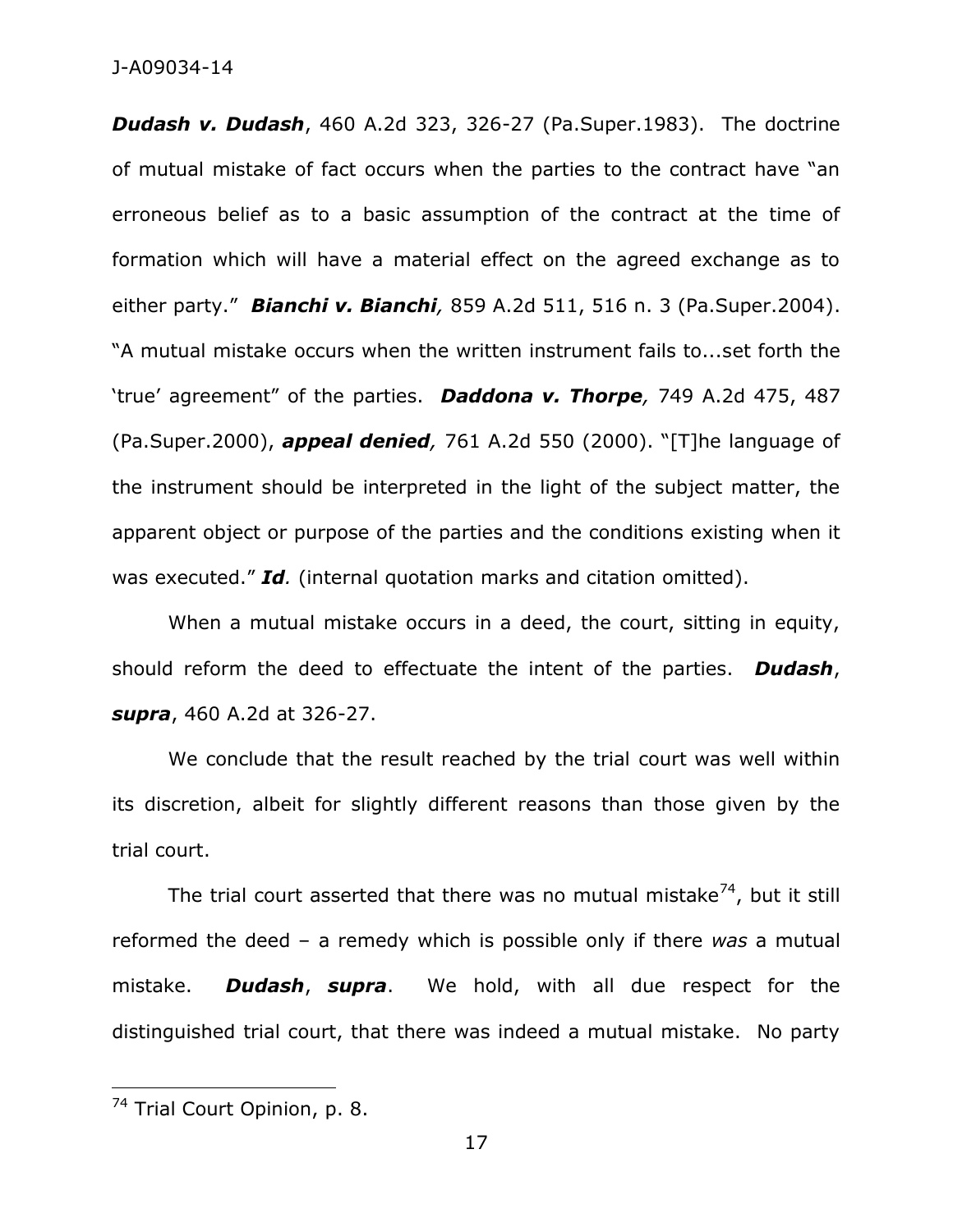***Dudash v. Dudash***, 460 A.2d 323, 326-27 (Pa.Super.1983). The doctrine of mutual mistake of fact occurs when the parties to the contract have "an erroneous belief as to a basic assumption of the contract at the time of formation which will have a material effect on the agreed exchange as to either party." ***Bianchi v. Bianchi,*** 859 A.2d 511, 516 n. 3 (Pa.Super.2004). "A mutual mistake occurs when the written instrument fails to...set forth the 'true' agreement" of the parties. ***Daddona v. Thorpe,*** 749 A.2d 475, 487 (Pa.Super.2000), ***appeal denied,*** 761 A.2d 550 (2000). "[T]he language of the instrument should be interpreted in the light of the subject matter, the apparent object or purpose of the parties and the conditions existing when it was executed." ***Id.*** (internal quotation marks and citation omitted).

When a mutual mistake occurs in a deed, the court, sitting in equity, should reform the deed to effectuate the intent of the parties. ***Dudash***, ***supra***, 460 A.2d at 326-27.

We conclude that the result reached by the trial court was well within its discretion, albeit for slightly different reasons than those given by the trial court.

The trial court asserted that there was no mutual mistake[74], but it still reformed the deed – a remedy which is possible only if there *was* a mutual mistake. ***Dudash***, ***supra***. We hold, with all due respect for the distinguished trial court, that there was indeed a mutual mistake. No party

---

[74] Trial Court Opinion, p. 8.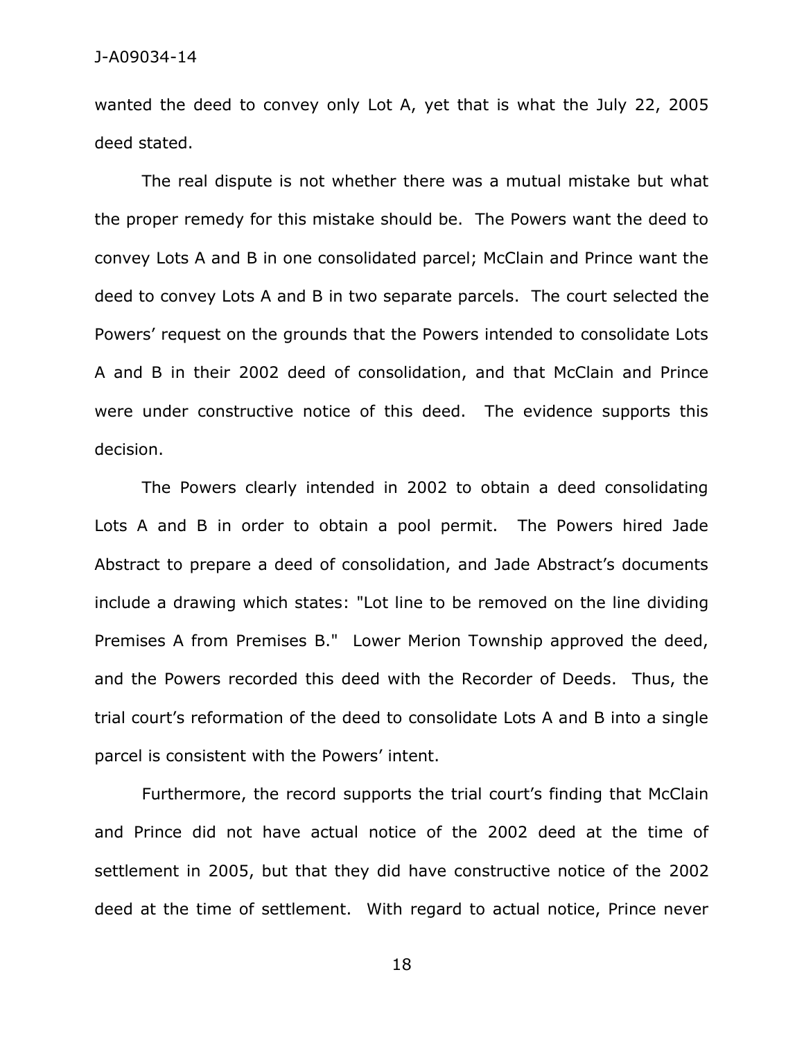wanted the deed to convey only Lot A, yet that is what the July 22, 2005 deed stated.

The real dispute is not whether there was a mutual mistake but what the proper remedy for this mistake should be. The Powers want the deed to convey Lots A and B in one consolidated parcel; McClain and Prince want the deed to convey Lots A and B in two separate parcels. The court selected the Powers' request on the grounds that the Powers intended to consolidate Lots A and B in their 2002 deed of consolidation, and that McClain and Prince were under constructive notice of this deed. The evidence supports this decision.

The Powers clearly intended in 2002 to obtain a deed consolidating Lots A and B in order to obtain a pool permit. The Powers hired Jade Abstract to prepare a deed of consolidation, and Jade Abstract's documents include a drawing which states: "Lot line to be removed on the line dividing Premises A from Premises B." Lower Merion Township approved the deed, and the Powers recorded this deed with the Recorder of Deeds. Thus, the trial court's reformation of the deed to consolidate Lots A and B into a single parcel is consistent with the Powers' intent.

Furthermore, the record supports the trial court's finding that McClain and Prince did not have actual notice of the 2002 deed at the time of settlement in 2005, but that they did have constructive notice of the 2002 deed at the time of settlement. With regard to actual notice, Prince never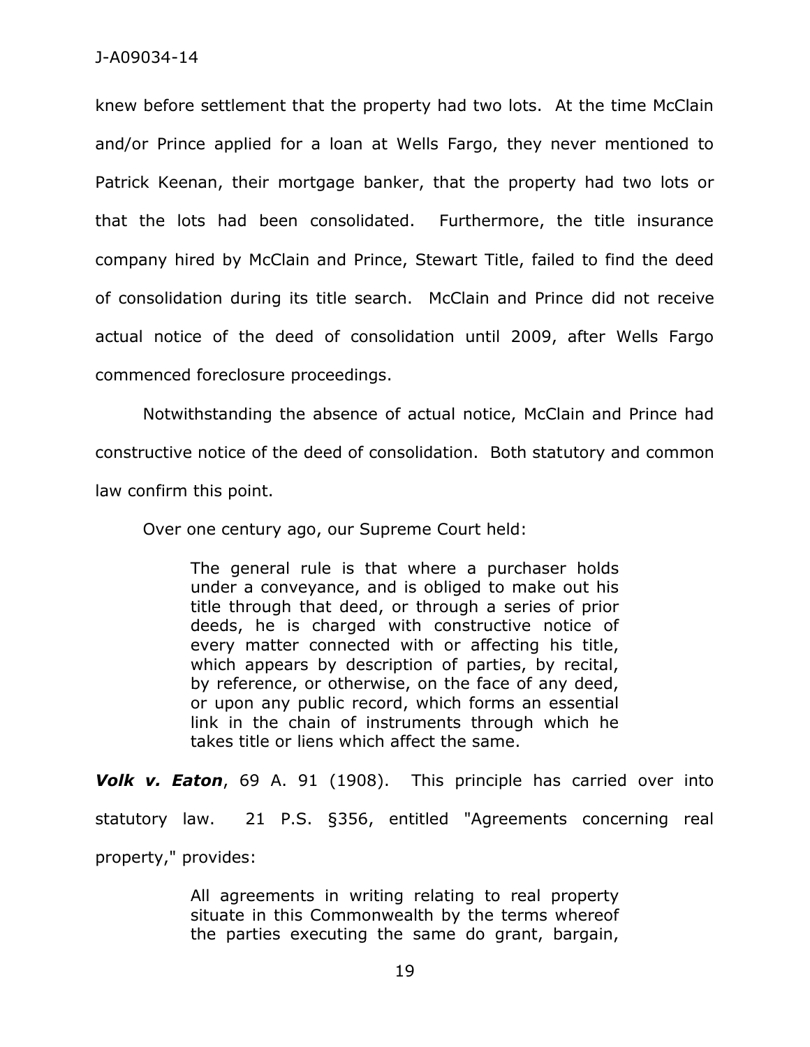knew before settlement that the property had two lots. At the time McClain and/or Prince applied for a loan at Wells Fargo, they never mentioned to Patrick Keenan, their mortgage banker, that the property had two lots or that the lots had been consolidated. Furthermore, the title insurance company hired by McClain and Prince, Stewart Title, failed to find the deed of consolidation during its title search. McClain and Prince did not receive actual notice of the deed of consolidation until 2009, after Wells Fargo commenced foreclosure proceedings.

Notwithstanding the absence of actual notice, McClain and Prince had constructive notice of the deed of consolidation. Both statutory and common law confirm this point.

Over one century ago, our Supreme Court held:

> The general rule is that where a purchaser holds under a conveyance, and is obliged to make out his title through that deed, or through a series of prior deeds, he is charged with constructive notice of every matter connected with or affecting his title, which appears by description of parties, by recital, by reference, or otherwise, on the face of any deed, or upon any public record, which forms an essential link in the chain of instruments through which he takes title or liens which affect the same.

***Volk v. Eaton***, 69 A. 91 (1908). This principle has carried over into statutory law. 21 P.S. §356, entitled "Agreements concerning real property," provides:

> All agreements in writing relating to real property situate in this Commonwealth by the terms whereof the parties executing the same do grant, bargain,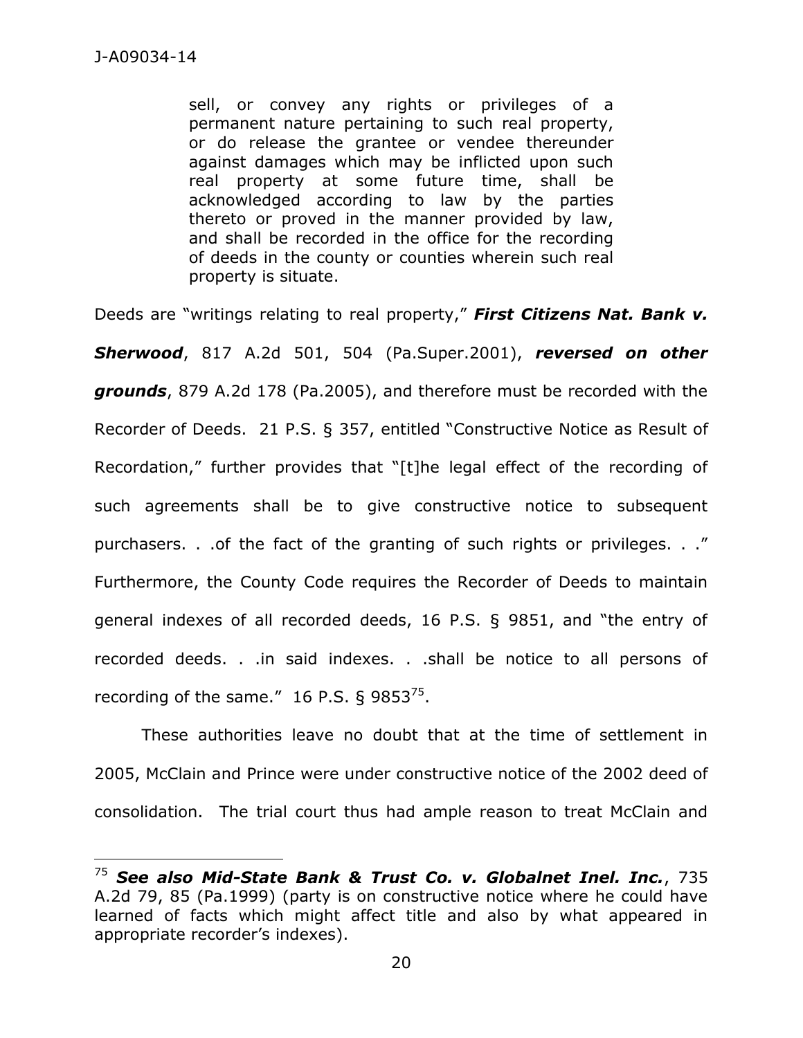> sell, or convey any rights or privileges of a permanent nature pertaining to such real property, or do release the grantee or vendee thereunder against damages which may be inflicted upon such real property at some future time, shall be acknowledged according to law by the parties thereto or proved in the manner provided by law, and shall be recorded in the office for the recording of deeds in the county or counties wherein such real property is situate.

Deeds are "writings relating to real property," ***First Citizens Nat. Bank v. Sherwood***, 817 A.2d 501, 504 (Pa.Super.2001), ***reversed on other grounds***, 879 A.2d 178 (Pa.2005), and therefore must be recorded with the Recorder of Deeds. 21 P.S. § 357, entitled "Constructive Notice as Result of Recordation," further provides that "[t]he legal effect of the recording of such agreements shall be to give constructive notice to subsequent purchasers. . .of the fact of the granting of such rights or privileges. . ." Furthermore, the County Code requires the Recorder of Deeds to maintain general indexes of all recorded deeds, 16 P.S. § 9851, and "the entry of recorded deeds. . .in said indexes. . .shall be notice to all persons of recording of the same." 16 P.S. § 9853[75].

These authorities leave no doubt that at the time of settlement in 2005, McClain and Prince were under constructive notice of the 2002 deed of consolidation. The trial court thus had ample reason to treat McClain and

---

[75] ***See also Mid-State Bank & Trust Co. v. Globalnet Inel. Inc.***, 735 A.2d 79, 85 (Pa.1999) (party is on constructive notice where he could have learned of facts which might affect title and also by what appeared in appropriate recorder's indexes).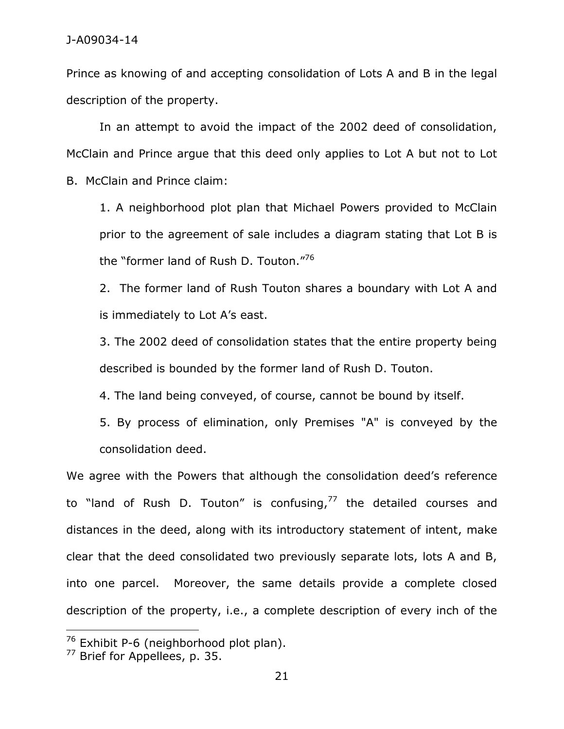Prince as knowing of and accepting consolidation of Lots A and B in the legal description of the property.

In an attempt to avoid the impact of the 2002 deed of consolidation, McClain and Prince argue that this deed only applies to Lot A but not to Lot B. McClain and Prince claim:

> 1. A neighborhood plot plan that Michael Powers provided to McClain prior to the agreement of sale includes a diagram stating that Lot B is the "former land of Rush D. Touton."[76]
>
> 2. The former land of Rush Touton shares a boundary with Lot A and is immediately to Lot A's east.
>
> 3. The 2002 deed of consolidation states that the entire property being described is bounded by the former land of Rush D. Touton.
>
> 4. The land being conveyed, of course, cannot be bound by itself.
>
> 5. By process of elimination, only Premises "A" is conveyed by the consolidation deed.

We agree with the Powers that although the consolidation deed's reference to "land of Rush D. Touton" is confusing,[77] the detailed courses and distances in the deed, along with its introductory statement of intent, make clear that the deed consolidated two previously separate lots, lots A and B, into one parcel. Moreover, the same details provide a complete closed description of the property, i.e., a complete description of every inch of the

---

[76] Exhibit P-6 (neighborhood plot plan).

[77] Brief for Appellees, p. 35.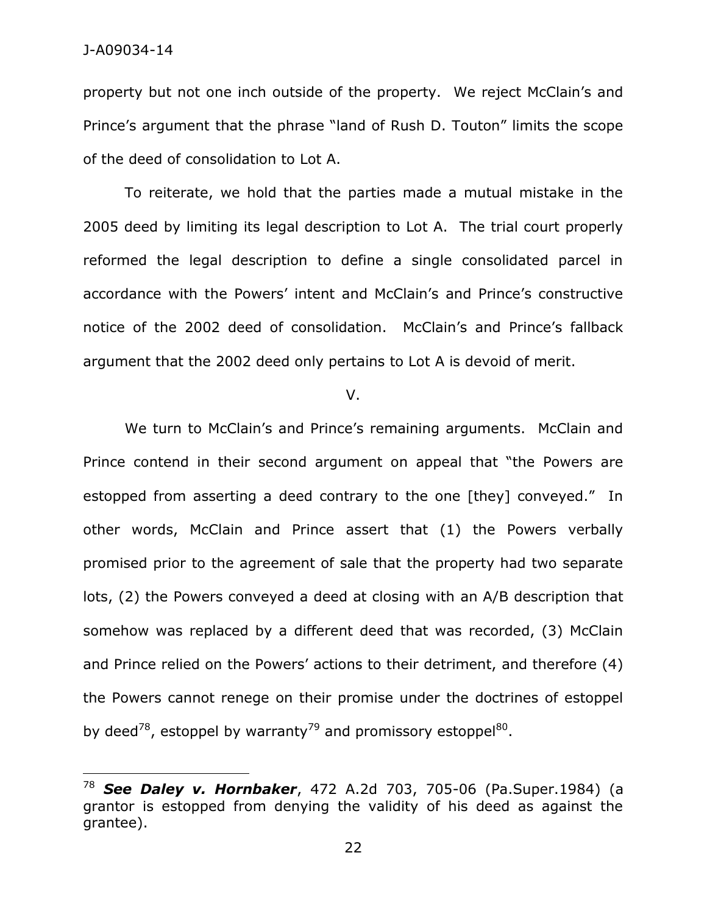property but not one inch outside of the property. We reject McClain's and Prince's argument that the phrase "land of Rush D. Touton" limits the scope of the deed of consolidation to Lot A.

To reiterate, we hold that the parties made a mutual mistake in the 2005 deed by limiting its legal description to Lot A. The trial court properly reformed the legal description to define a single consolidated parcel in accordance with the Powers' intent and McClain's and Prince's constructive notice of the 2002 deed of consolidation. McClain's and Prince's fallback argument that the 2002 deed only pertains to Lot A is devoid of merit.

V.

We turn to McClain's and Prince's remaining arguments. McClain and Prince contend in their second argument on appeal that "the Powers are estopped from asserting a deed contrary to the one [they] conveyed." In other words, McClain and Prince assert that (1) the Powers verbally promised prior to the agreement of sale that the property had two separate lots, (2) the Powers conveyed a deed at closing with an A/B description that somehow was replaced by a different deed that was recorded, (3) McClain and Prince relied on the Powers' actions to their detriment, and therefore (4) the Powers cannot renege on their promise under the doctrines of estoppel by deed[78], estoppel by warranty[79] and promissory estoppel[80].

---

[78] ***See Daley v. Hornbaker***, 472 A.2d 703, 705-06 (Pa.Super.1984) (a grantor is estopped from denying the validity of his deed as against the grantee).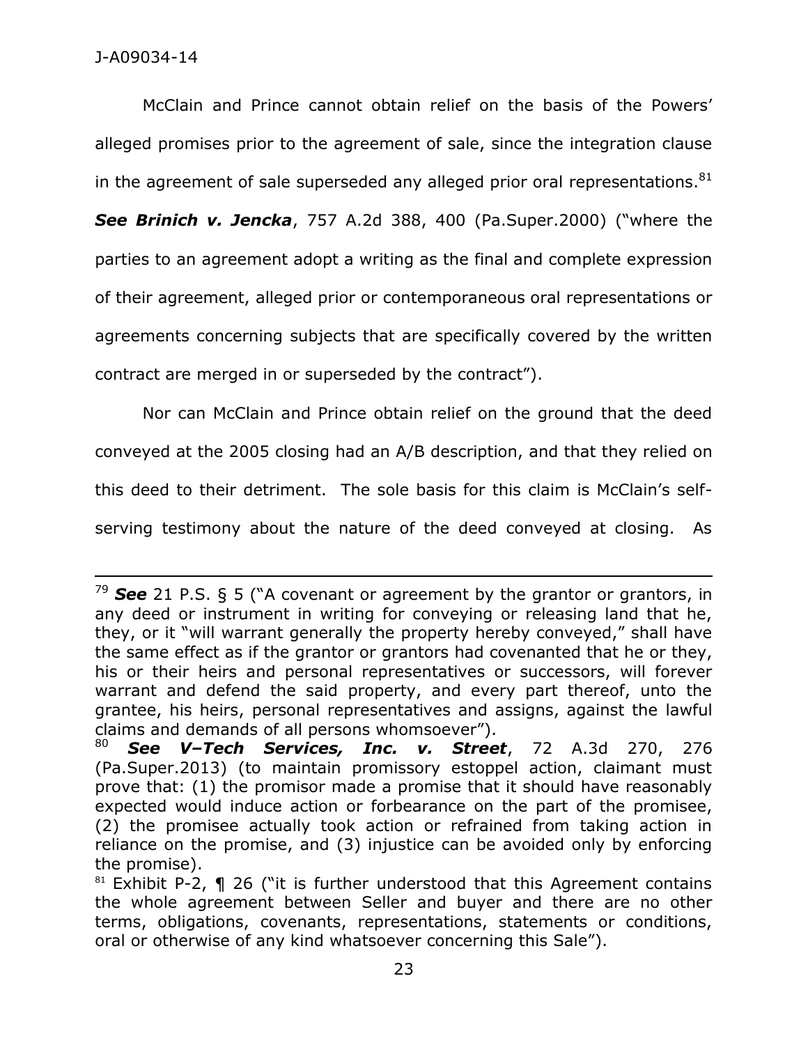McClain and Prince cannot obtain relief on the basis of the Powers' alleged promises prior to the agreement of sale, since the integration clause in the agreement of sale superseded any alleged prior oral representations.[81] ***See Brinich v. Jencka***, 757 A.2d 388, 400 (Pa.Super.2000) ("where the parties to an agreement adopt a writing as the final and complete expression of their agreement, alleged prior or contemporaneous oral representations or agreements concerning subjects that are specifically covered by the written contract are merged in or superseded by the contract").

Nor can McClain and Prince obtain relief on the ground that the deed conveyed at the 2005 closing had an A/B description, and that they relied on this deed to their detriment. The sole basis for this claim is McClain's self-serving testimony about the nature of the deed conveyed at closing. As

---

[79] ***See*** 21 P.S. § 5 ("A covenant or agreement by the grantor or grantors, in any deed or instrument in writing for conveying or releasing land that he, they, or it "will warrant generally the property hereby conveyed," shall have the same effect as if the grantor or grantors had covenanted that he or they, his or their heirs and personal representatives or successors, will forever warrant and defend the said property, and every part thereof, unto the grantee, his heirs, personal representatives and assigns, against the lawful claims and demands of all persons whomsoever").

[80] ***See V–Tech Services, Inc. v. Street***, 72 A.3d 270, 276 (Pa.Super.2013) (to maintain promissory estoppel action, claimant must prove that: (1) the promisor made a promise that it should have reasonably expected would induce action or forbearance on the part of the promisee, (2) the promisee actually took action or refrained from taking action in reliance on the promise, and (3) injustice can be avoided only by enforcing the promise).

[81] Exhibit P-2, ¶ 26 ("it is further understood that this Agreement contains the whole agreement between Seller and buyer and there are no other terms, obligations, covenants, representations, statements or conditions, oral or otherwise of any kind whatsoever concerning this Sale").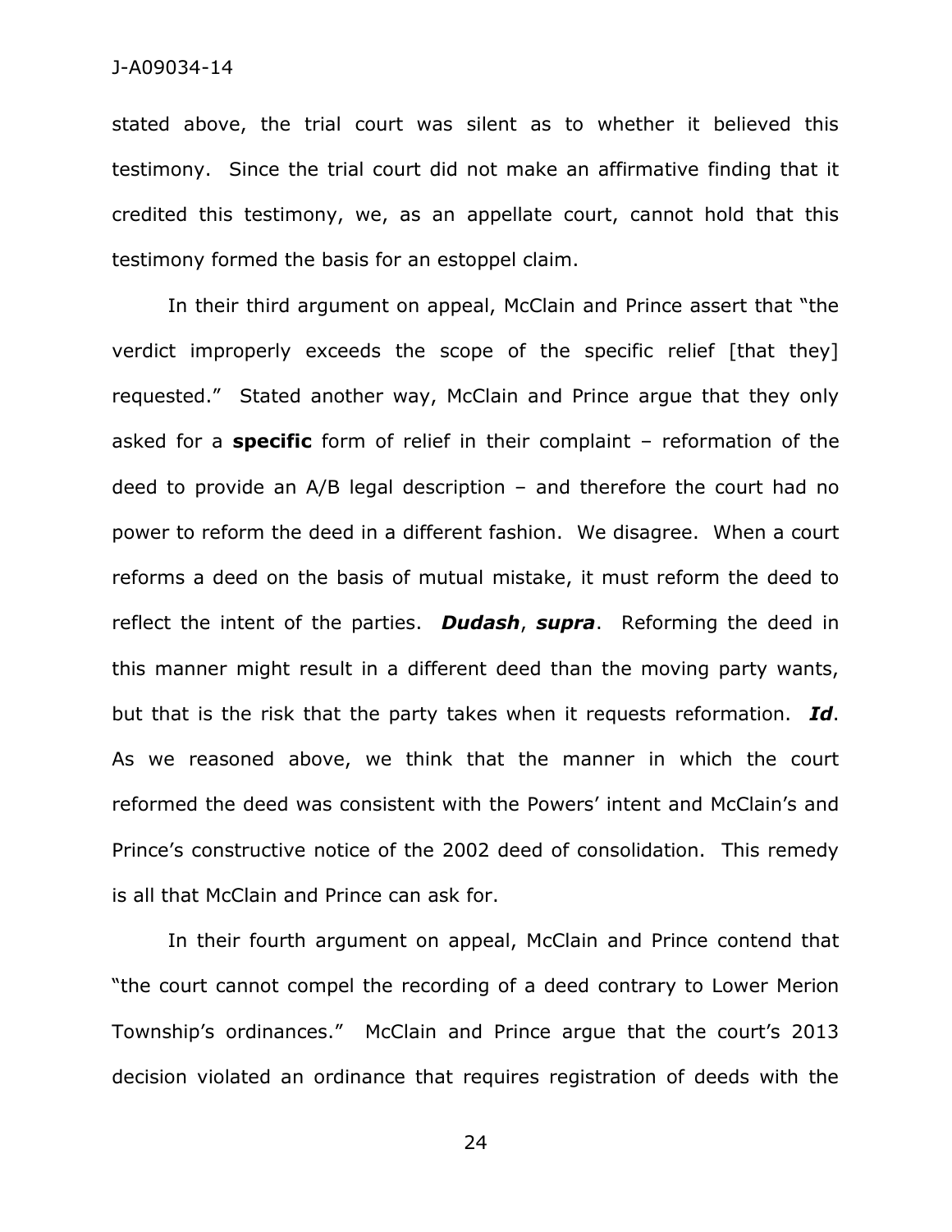stated above, the trial court was silent as to whether it believed this testimony. Since the trial court did not make an affirmative finding that it credited this testimony, we, as an appellate court, cannot hold that this testimony formed the basis for an estoppel claim.

In their third argument on appeal, McClain and Prince assert that "the verdict improperly exceeds the scope of the specific relief [that they] requested." Stated another way, McClain and Prince argue that they only asked for a **specific** form of relief in their complaint – reformation of the deed to provide an A/B legal description – and therefore the court had no power to reform the deed in a different fashion. We disagree. When a court reforms a deed on the basis of mutual mistake, it must reform the deed to reflect the intent of the parties. ***Dudash***, ***supra***. Reforming the deed in this manner might result in a different deed than the moving party wants, but that is the risk that the party takes when it requests reformation. ***Id***. As we reasoned above, we think that the manner in which the court reformed the deed was consistent with the Powers' intent and McClain's and Prince's constructive notice of the 2002 deed of consolidation. This remedy is all that McClain and Prince can ask for.

In their fourth argument on appeal, McClain and Prince contend that "the court cannot compel the recording of a deed contrary to Lower Merion Township's ordinances." McClain and Prince argue that the court's 2013 decision violated an ordinance that requires registration of deeds with the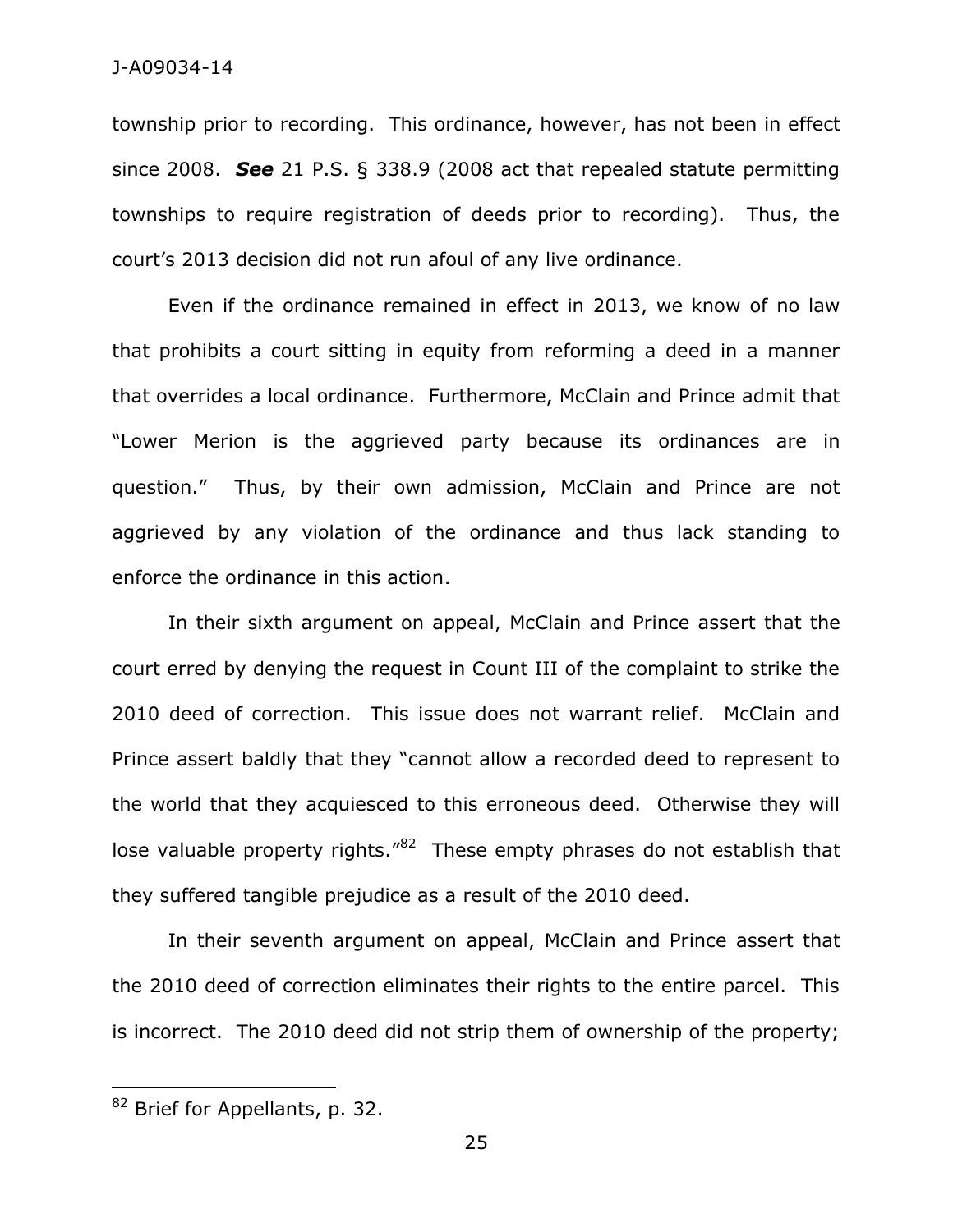township prior to recording. This ordinance, however, has not been in effect since 2008. ***See*** 21 P.S. § 338.9 (2008 act that repealed statute permitting townships to require registration of deeds prior to recording). Thus, the court's 2013 decision did not run afoul of any live ordinance.

Even if the ordinance remained in effect in 2013, we know of no law that prohibits a court sitting in equity from reforming a deed in a manner that overrides a local ordinance. Furthermore, McClain and Prince admit that "Lower Merion is the aggrieved party because its ordinances are in question." Thus, by their own admission, McClain and Prince are not aggrieved by any violation of the ordinance and thus lack standing to enforce the ordinance in this action.

In their sixth argument on appeal, McClain and Prince assert that the court erred by denying the request in Count III of the complaint to strike the 2010 deed of correction. This issue does not warrant relief. McClain and Prince assert baldly that they "cannot allow a recorded deed to represent to the world that they acquiesced to this erroneous deed. Otherwise they will lose valuable property rights."[82] These empty phrases do not establish that they suffered tangible prejudice as a result of the 2010 deed.

In their seventh argument on appeal, McClain and Prince assert that the 2010 deed of correction eliminates their rights to the entire parcel. This is incorrect. The 2010 deed did not strip them of ownership of the property;

---

[82] Brief for Appellants, p. 32.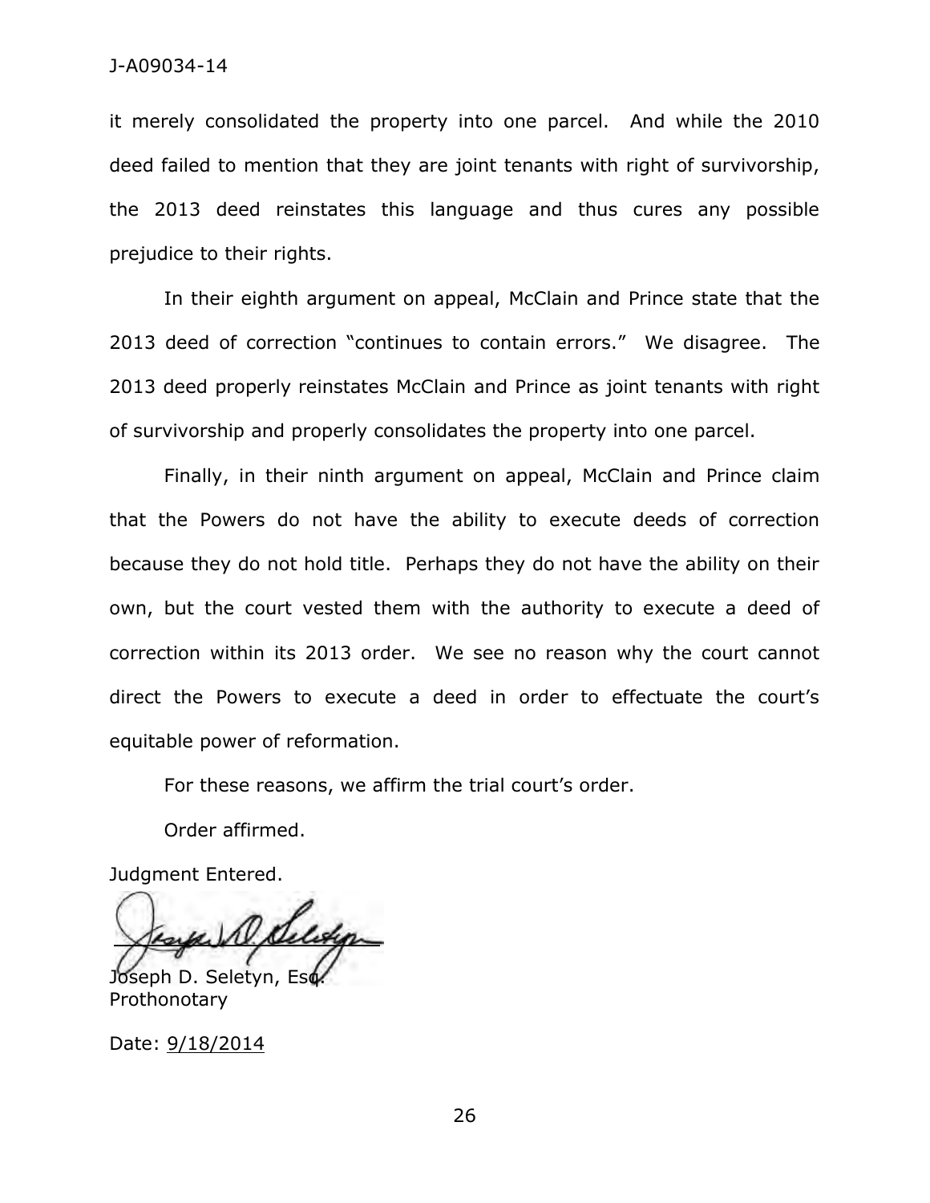it merely consolidated the property into one parcel. And while the 2010 deed failed to mention that they are joint tenants with right of survivorship, the 2013 deed reinstates this language and thus cures any possible prejudice to their rights.

In their eighth argument on appeal, McClain and Prince state that the 2013 deed of correction "continues to contain errors." We disagree. The 2013 deed properly reinstates McClain and Prince as joint tenants with right of survivorship and properly consolidates the property into one parcel.

Finally, in their ninth argument on appeal, McClain and Prince claim that the Powers do not have the ability to execute deeds of correction because they do not hold title. Perhaps they do not have the ability on their own, but the court vested them with the authority to execute a deed of correction within its 2013 order. We see no reason why the court cannot direct the Powers to execute a deed in order to effectuate the court's equitable power of reformation.

For these reasons, we affirm the trial court's order.

Order affirmed.

Judgment Entered.

Joseph D. Seletyn, Esq.
Prothonotary

Date: 9/18/2014